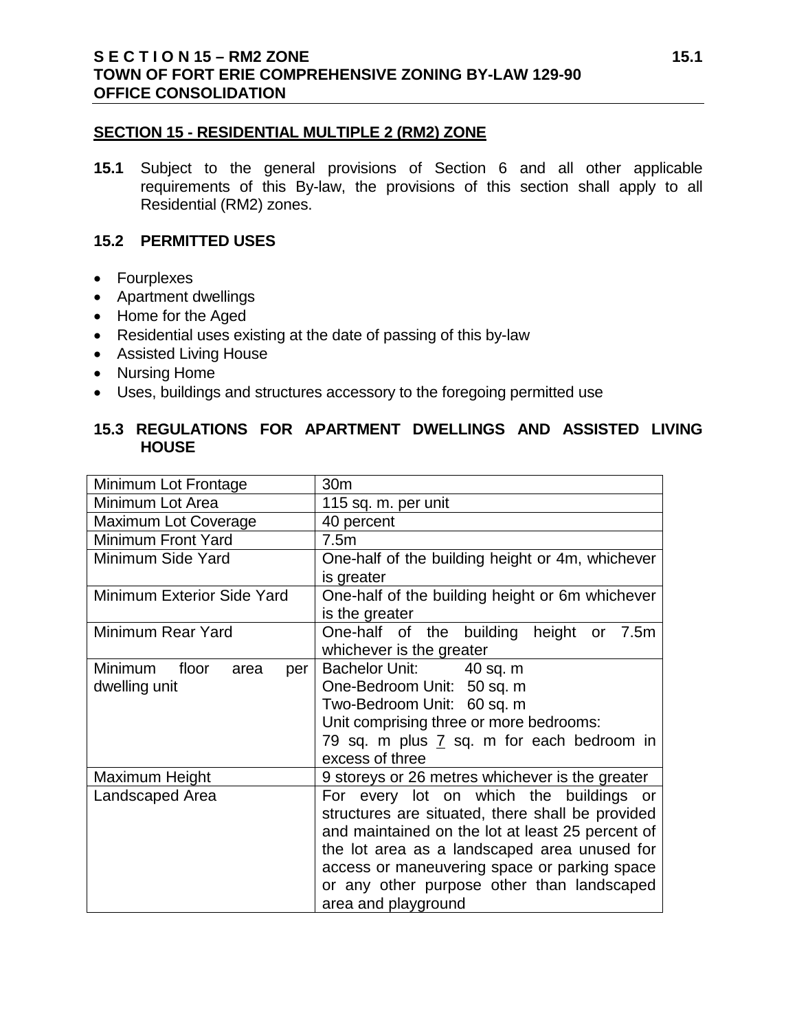## SECTION 15 - RESIDENTIAL MULTIPLE 2 (RM2) ZONE

**15.1** Subject to the general provisions of Section 6 and all other applicable requirements of this By-law, the provisions of this section shall apply to all Residential (RM2) zones.

### 15.2 PERMITTED USES

- Fourplexes
- Apartment dwellings
- Home for the Aged
- Residential uses existing at the date of passing of this by-law
- Assisted Living House
- Nursing Home
- Uses, buildings and structures accessory to the foregoing permitted use

### 15.3 REGULATIONS FOR APARTMENT DWELLINGS AND ASSISTED LIVING HOUSE

| | |
|---|---|
| Minimum Lot Frontage | 30m |
| Minimum Lot Area | 115 sq. m. per unit |
| Maximum Lot Coverage | 40 percent |
| Minimum Front Yard | 7.5m |
| Minimum Side Yard | One-half of the building height or 4m, whichever is greater |
| Minimum Exterior Side Yard | One-half of the building height or 6m whichever is the greater |
| Minimum Rear Yard | One-half of the building height or 7.5m whichever is the greater |
| Minimum floor area per dwelling unit | Bachelor Unit: 40 sq. m<br>One-Bedroom Unit: 50 sq. m<br>Two-Bedroom Unit: 60 sq. m<br>Unit comprising three or more bedrooms:<br>79 sq. m plus 7 sq. m for each bedroom in excess of three |
| Maximum Height | 9 storeys or 26 metres whichever is the greater |
| Landscaped Area | For every lot on which the buildings or structures are situated, there shall be provided and maintained on the lot at least 25 percent of the lot area as a landscaped area unused for access or maneuvering space or parking space or any other purpose other than landscaped area and playground |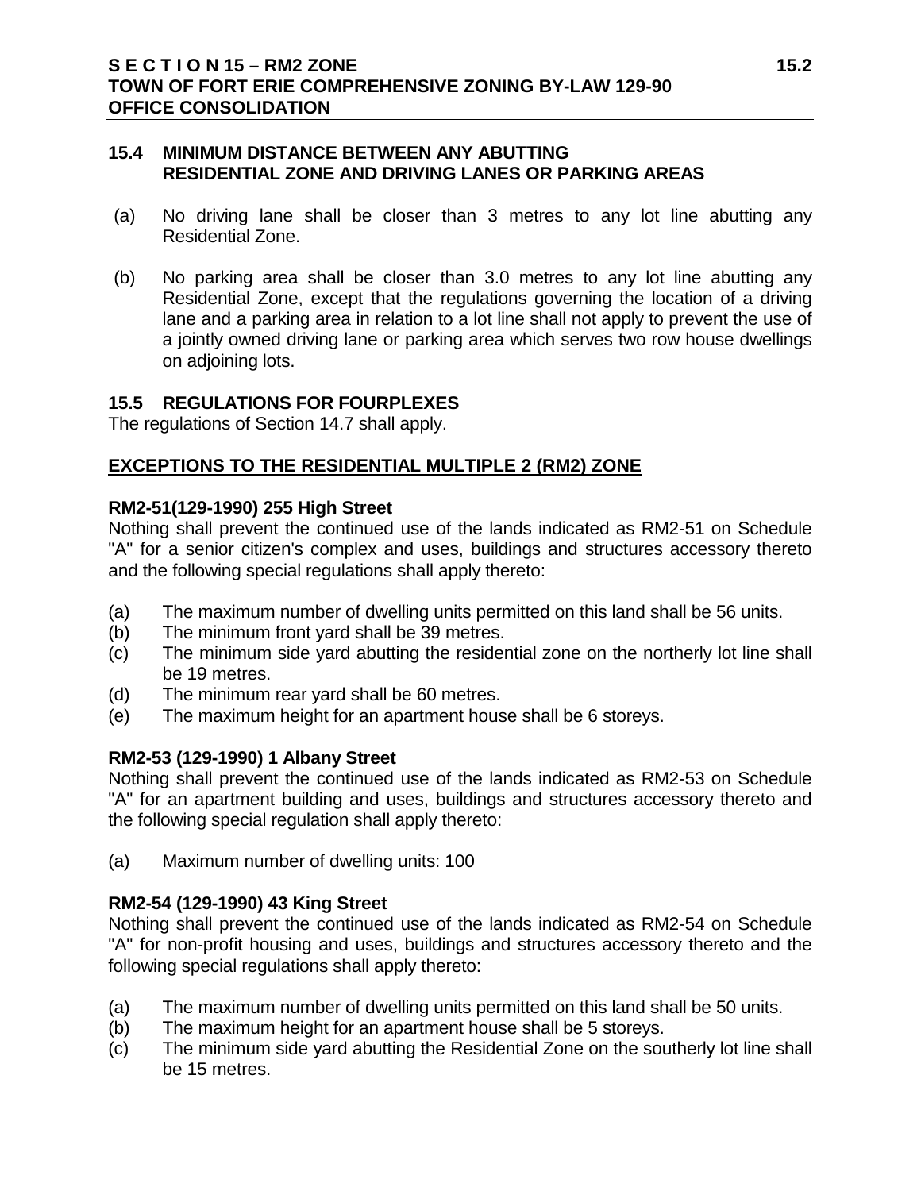### 15.4 MINIMUM DISTANCE BETWEEN ANY ABUTTING RESIDENTIAL ZONE AND DRIVING LANES OR PARKING AREAS

(a) No driving lane shall be closer than 3 metres to any lot line abutting any Residential Zone.

(b) No parking area shall be closer than 3.0 metres to any lot line abutting any Residential Zone, except that the regulations governing the location of a driving lane and a parking area in relation to a lot line shall not apply to prevent the use of a jointly owned driving lane or parking area which serves two row house dwellings on adjoining lots.

### 15.5 REGULATIONS FOR FOURPLEXES

The regulations of Section 14.7 shall apply.

## EXCEPTIONS TO THE RESIDENTIAL MULTIPLE 2 (RM2) ZONE

**RM2-51(129-1990) 255 High Street**

Nothing shall prevent the continued use of the lands indicated as RM2-51 on Schedule "A" for a senior citizen's complex and uses, buildings and structures accessory thereto and the following special regulations shall apply thereto:

(a) The maximum number of dwelling units permitted on this land shall be 56 units.
(b) The minimum front yard shall be 39 metres.
(c) The minimum side yard abutting the residential zone on the northerly lot line shall be 19 metres.
(d) The minimum rear yard shall be 60 metres.
(e) The maximum height for an apartment house shall be 6 storeys.

**RM2-53 (129-1990) 1 Albany Street**

Nothing shall prevent the continued use of the lands indicated as RM2-53 on Schedule "A" for an apartment building and uses, buildings and structures accessory thereto and the following special regulation shall apply thereto:

(a) Maximum number of dwelling units: 100

**RM2-54 (129-1990) 43 King Street**

Nothing shall prevent the continued use of the lands indicated as RM2-54 on Schedule "A" for non-profit housing and uses, buildings and structures accessory thereto and the following special regulations shall apply thereto:

(a) The maximum number of dwelling units permitted on this land shall be 50 units.
(b) The maximum height for an apartment house shall be 5 storeys.
(c) The minimum side yard abutting the Residential Zone on the southerly lot line shall be 15 metres.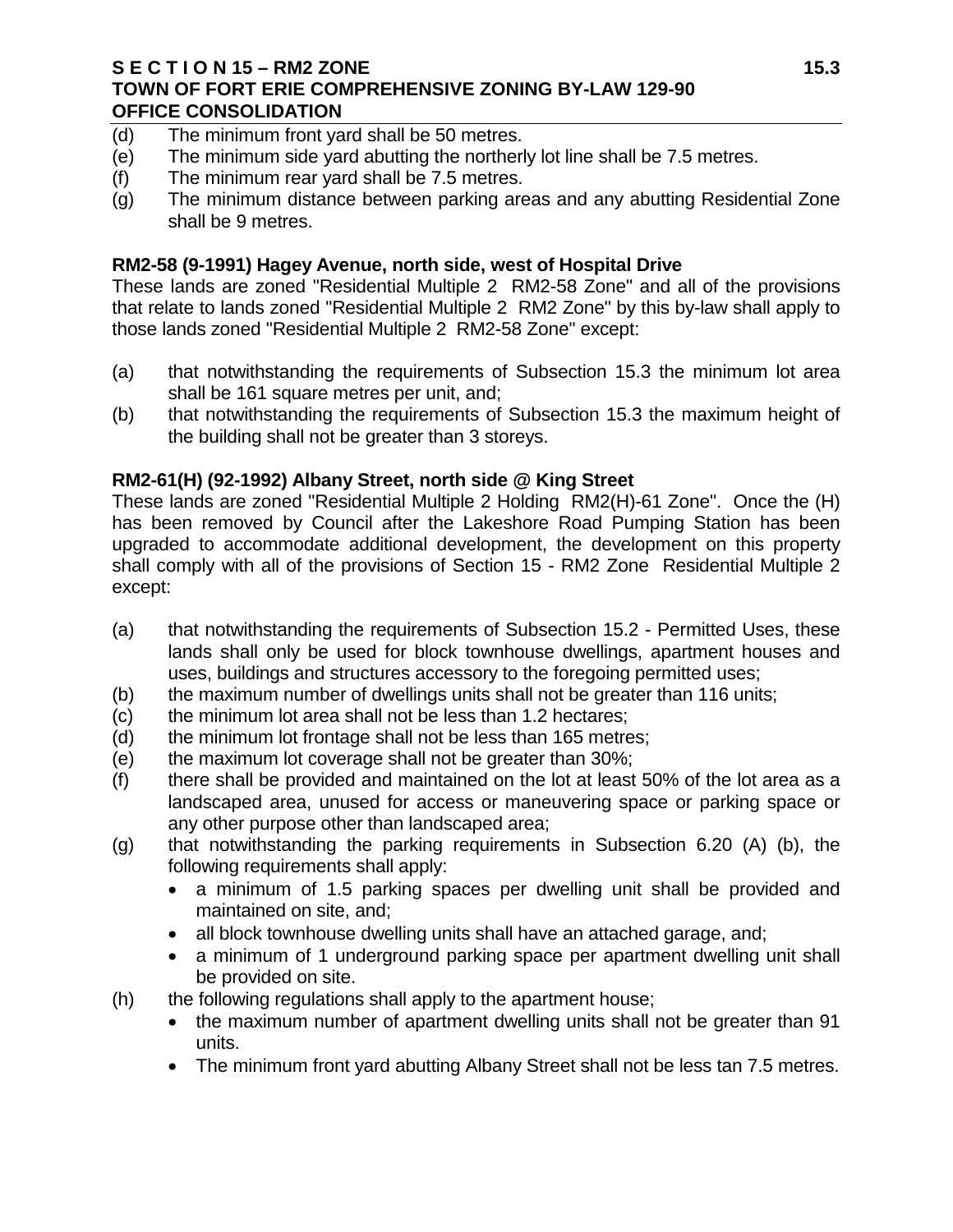(d) The minimum front yard shall be 50 metres.
(e) The minimum side yard abutting the northerly lot line shall be 7.5 metres.
(f) The minimum rear yard shall be 7.5 metres.
(g) The minimum distance between parking areas and any abutting Residential Zone shall be 9 metres.

**RM2-58 (9-1991) Hagey Avenue, north side, west of Hospital Drive**

These lands are zoned "Residential Multiple 2 RM2-58 Zone" and all of the provisions that relate to lands zoned "Residential Multiple 2 RM2 Zone" by this by-law shall apply to those lands zoned "Residential Multiple 2 RM2-58 Zone" except:

(a) that notwithstanding the requirements of Subsection 15.3 the minimum lot area shall be 161 square metres per unit, and;
(b) that notwithstanding the requirements of Subsection 15.3 the maximum height of the building shall not be greater than 3 storeys.

**RM2-61(H) (92-1992) Albany Street, north side @ King Street**

These lands are zoned "Residential Multiple 2 Holding RM2(H)-61 Zone". Once the (H) has been removed by Council after the Lakeshore Road Pumping Station has been upgraded to accommodate additional development, the development on this property shall comply with all of the provisions of Section 15 - RM2 Zone Residential Multiple 2 except:

(a) that notwithstanding the requirements of Subsection 15.2 - Permitted Uses, these lands shall only be used for block townhouse dwellings, apartment houses and uses, buildings and structures accessory to the foregoing permitted uses;
(b) the maximum number of dwellings units shall not be greater than 116 units;
(c) the minimum lot area shall not be less than 1.2 hectares;
(d) the minimum lot frontage shall not be less than 165 metres;
(e) the maximum lot coverage shall not be greater than 30%;
(f) there shall be provided and maintained on the lot at least 50% of the lot area as a landscaped area, unused for access or maneuvering space or parking space or any other purpose other than landscaped area;
(g) that notwithstanding the parking requirements in Subsection 6.20 (A) (b), the following requirements shall apply:
    - a minimum of 1.5 parking spaces per dwelling unit shall be provided and maintained on site, and;
    - all block townhouse dwelling units shall have an attached garage, and;
    - a minimum of 1 underground parking space per apartment dwelling unit shall be provided on site.
(h) the following regulations shall apply to the apartment house;
    - the maximum number of apartment dwelling units shall not be greater than 91 units.
    - The minimum front yard abutting Albany Street shall not be less tan 7.5 metres.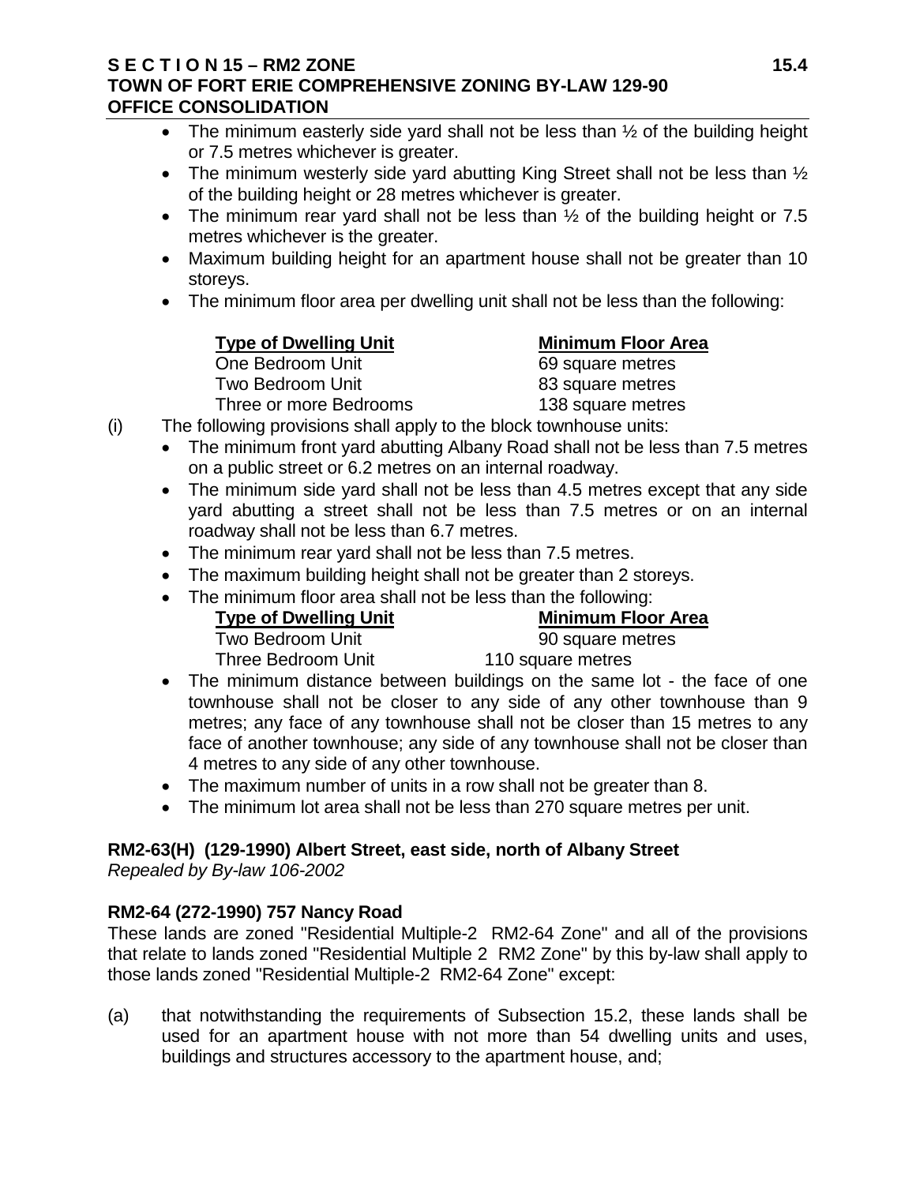- The minimum easterly side yard shall not be less than ½ of the building height or 7.5 metres whichever is greater.
- The minimum westerly side yard abutting King Street shall not be less than ½ of the building height or 28 metres whichever is greater.
- The minimum rear yard shall not be less than ½ of the building height or 7.5 metres whichever is the greater.
- Maximum building height for an apartment house shall not be greater than 10 storeys.
- The minimum floor area per dwelling unit shall not be less than the following:

| Type of Dwelling Unit | Minimum Floor Area |
|---|---|
| One Bedroom Unit | 69 square metres |
| Two Bedroom Unit | 83 square metres |
| Three or more Bedrooms | 138 square metres |

(i) The following provisions shall apply to the block townhouse units:

- The minimum front yard abutting Albany Road shall not be less than 7.5 metres on a public street or 6.2 metres on an internal roadway.
- The minimum side yard shall not be less than 4.5 metres except that any side yard abutting a street shall not be less than 7.5 metres or on an internal roadway shall not be less than 6.7 metres.
- The minimum rear yard shall not be less than 7.5 metres.
- The maximum building height shall not be greater than 2 storeys.
- The minimum floor area shall not be less than the following:

| Type of Dwelling Unit | Minimum Floor Area |
|---|---|
| Two Bedroom Unit | 90 square metres |
| Three Bedroom Unit | 110 square metres |

- The minimum distance between buildings on the same lot - the face of one townhouse shall not be closer to any side of any other townhouse than 9 metres; any face of any townhouse shall not be closer than 15 metres to any face of another townhouse; any side of any townhouse shall not be closer than 4 metres to any side of any other townhouse.
- The maximum number of units in a row shall not be greater than 8.
- The minimum lot area shall not be less than 270 square metres per unit.

**RM2-63(H) (129-1990) Albert Street, east side, north of Albany Street**
*Repealed by By-law 106-2002*

**RM2-64 (272-1990) 757 Nancy Road**

These lands are zoned "Residential Multiple-2 RM2-64 Zone" and all of the provisions that relate to lands zoned "Residential Multiple 2 RM2 Zone" by this by-law shall apply to those lands zoned "Residential Multiple-2 RM2-64 Zone" except:

(a) that notwithstanding the requirements of Subsection 15.2, these lands shall be used for an apartment house with not more than 54 dwelling units and uses, buildings and structures accessory to the apartment house, and;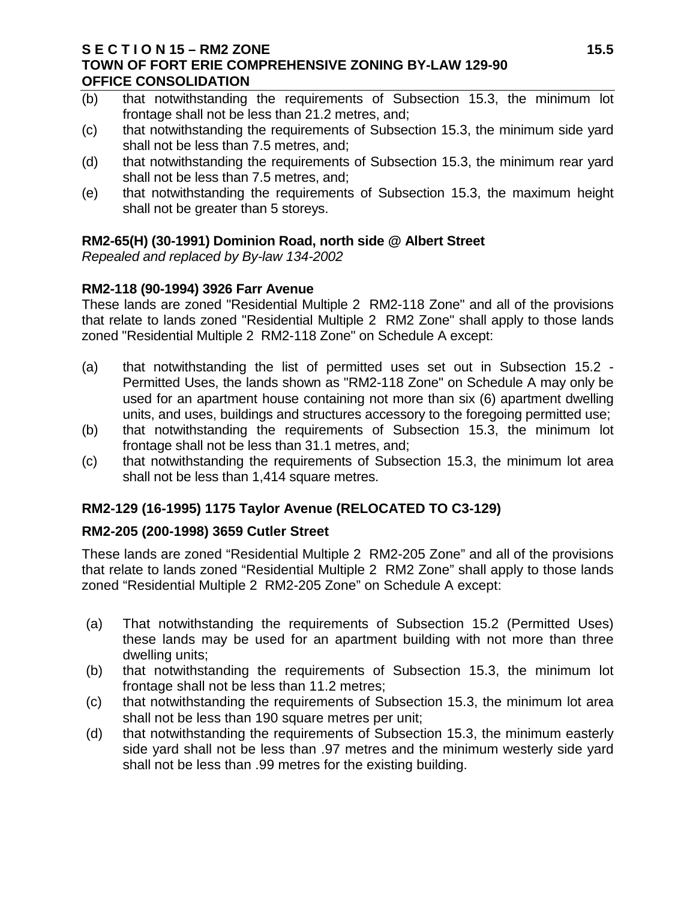(b) that notwithstanding the requirements of Subsection 15.3, the minimum lot frontage shall not be less than 21.2 metres, and;

(c) that notwithstanding the requirements of Subsection 15.3, the minimum side yard shall not be less than 7.5 metres, and;

(d) that notwithstanding the requirements of Subsection 15.3, the minimum rear yard shall not be less than 7.5 metres, and;

(e) that notwithstanding the requirements of Subsection 15.3, the maximum height shall not be greater than 5 storeys.

**RM2-65(H) (30-1991) Dominion Road, north side @ Albert Street**

*Repealed and replaced by By-law 134-2002*

**RM2-118 (90-1994) 3926 Farr Avenue**

These lands are zoned "Residential Multiple 2 RM2-118 Zone" and all of the provisions that relate to lands zoned "Residential Multiple 2 RM2 Zone" shall apply to those lands zoned "Residential Multiple 2 RM2-118 Zone" on Schedule A except:

(a) that notwithstanding the list of permitted uses set out in Subsection 15.2 - Permitted Uses, the lands shown as "RM2-118 Zone" on Schedule A may only be used for an apartment house containing not more than six (6) apartment dwelling units, and uses, buildings and structures accessory to the foregoing permitted use;

(b) that notwithstanding the requirements of Subsection 15.3, the minimum lot frontage shall not be less than 31.1 metres, and;

(c) that notwithstanding the requirements of Subsection 15.3, the minimum lot area shall not be less than 1,414 square metres.

**RM2-129 (16-1995) 1175 Taylor Avenue (RELOCATED TO C3-129)**

**RM2-205 (200-1998) 3659 Cutler Street**

These lands are zoned “Residential Multiple 2 RM2-205 Zone” and all of the provisions that relate to lands zoned “Residential Multiple 2 RM2 Zone” shall apply to those lands zoned “Residential Multiple 2 RM2-205 Zone” on Schedule A except:

(a) That notwithstanding the requirements of Subsection 15.2 (Permitted Uses) these lands may be used for an apartment building with not more than three dwelling units;

(b) that notwithstanding the requirements of Subsection 15.3, the minimum lot frontage shall not be less than 11.2 metres;

(c) that notwithstanding the requirements of Subsection 15.3, the minimum lot area shall not be less than 190 square metres per unit;

(d) that notwithstanding the requirements of Subsection 15.3, the minimum easterly side yard shall not be less than .97 metres and the minimum westerly side yard shall not be less than .99 metres for the existing building.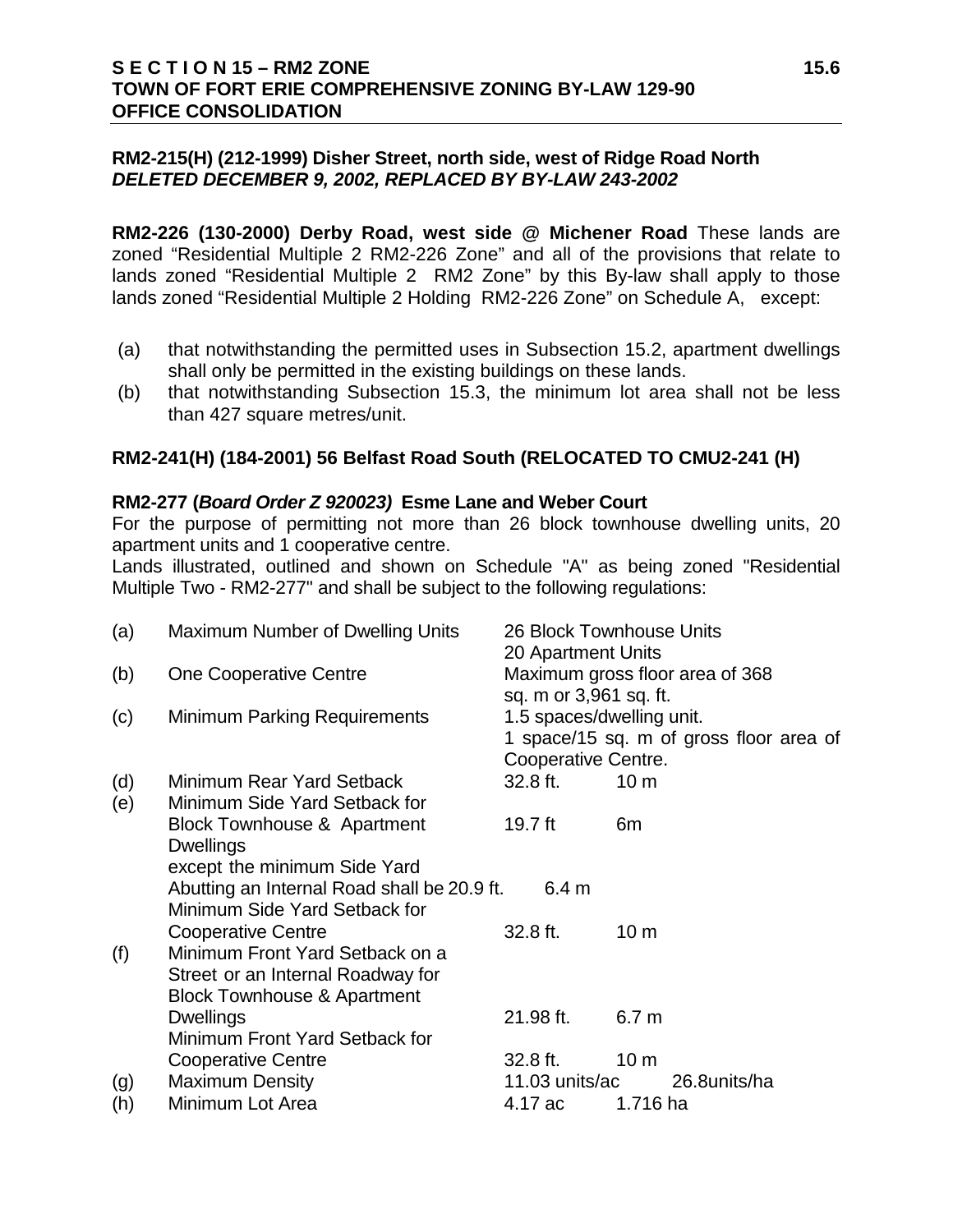**RM2-215(H) (212-1999) Disher Street, north side, west of Ridge Road North**
***DELETED DECEMBER 9, 2002, REPLACED BY BY-LAW 243-2002***

**RM2-226 (130-2000) Derby Road, west side @ Michener Road** These lands are zoned "Residential Multiple 2 RM2-226 Zone" and all of the provisions that relate to lands zoned "Residential Multiple 2 RM2 Zone" by this By-law shall apply to those lands zoned "Residential Multiple 2 Holding RM2-226 Zone" on Schedule A, except:

(a) that notwithstanding the permitted uses in Subsection 15.2, apartment dwellings shall only be permitted in the existing buildings on these lands.
(b) that notwithstanding Subsection 15.3, the minimum lot area shall not be less than 427 square metres/unit.

**RM2-241(H) (184-2001) 56 Belfast Road South (RELOCATED TO CMU2-241 (H)**

**RM2-277 (*Board Order Z 920023)* Esme Lane and Weber Court**
For the purpose of permitting not more than 26 block townhouse dwelling units, 20 apartment units and 1 cooperative centre.
Lands illustrated, outlined and shown on Schedule "A" as being zoned "Residential Multiple Two - RM2-277" and shall be subject to the following regulations:

| | | | |
|---|---|---|---|
| (a) | Maximum Number of Dwelling Units | 26 Block Townhouse Units<br>20 Apartment Units | |
| (b) | One Cooperative Centre | Maximum gross floor area of 368 sq. m or 3,961 sq. ft. | |
| (c) | Minimum Parking Requirements | 1.5 spaces/dwelling unit.<br>1 space/15 sq. m of gross floor area of Cooperative Centre. | |
| (d) | Minimum Rear Yard Setback | 32.8 ft. | 10 m |
| (e) | Minimum Side Yard Setback for Block Townhouse & Apartment Dwellings | 19.7 ft | 6m |
| | except the minimum Side Yard Abutting an Internal Road shall be | 20.9 ft. | 6.4 m |
| | Minimum Side Yard Setback for Cooperative Centre | 32.8 ft. | 10 m |
| (f) | Minimum Front Yard Setback on a Street or an Internal Roadway for Block Townhouse & Apartment Dwellings | 21.98 ft. | 6.7 m |
| | Minimum Front Yard Setback for Cooperative Centre | 32.8 ft. | 10 m |
| (g) | Maximum Density | 11.03 units/ac | 26.8units/ha |
| (h) | Minimum Lot Area | 4.17 ac | 1.716 ha |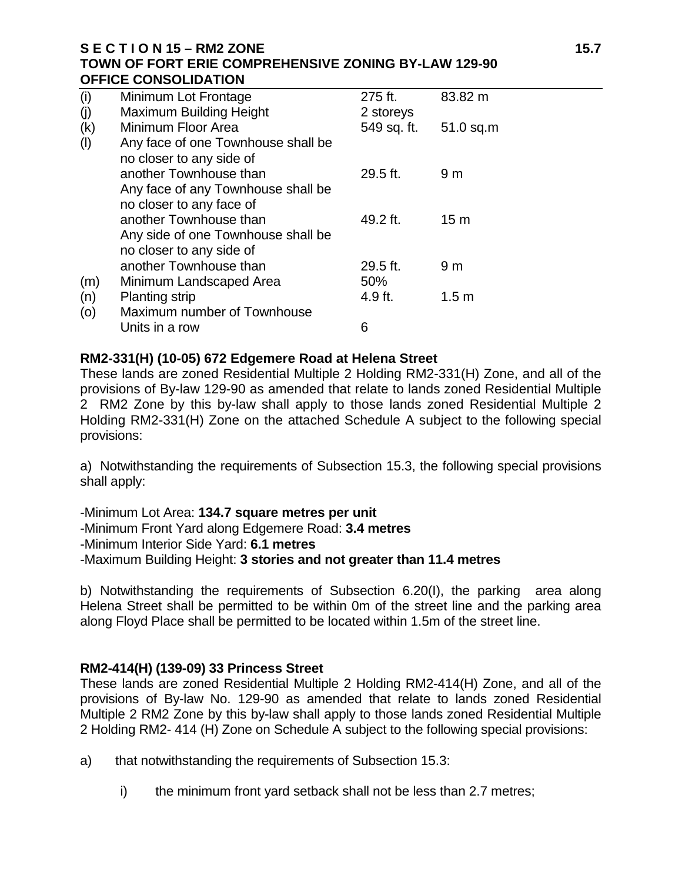| | | | |
|---|---|---|---|
| (i) | Minimum Lot Frontage | 275 ft. | 83.82 m |
| (j) | Maximum Building Height | 2 storeys | |
| (k) | Minimum Floor Area | 549 sq. ft. | 51.0 sq.m |
| (l) | Any face of one Townhouse shall be no closer to any side of another Townhouse than | 29.5 ft. | 9 m |
| | Any face of any Townhouse shall be no closer to any face of another Townhouse than | 49.2 ft. | 15 m |
| | Any side of one Townhouse shall be no closer to any side of another Townhouse than | 29.5 ft. | 9 m |
| (m) | Minimum Landscaped Area | 50% | |
| (n) | Planting strip | 4.9 ft. | 1.5 m |
| (o) | Maximum number of Townhouse Units in a row | 6 | |

**RM2-331(H) (10-05) 672 Edgemere Road at Helena Street**

These lands are zoned Residential Multiple 2 Holding RM2-331(H) Zone, and all of the provisions of By-law 129-90 as amended that relate to lands zoned Residential Multiple 2 RM2 Zone by this by-law shall apply to those lands zoned Residential Multiple 2 Holding RM2-331(H) Zone on the attached Schedule A subject to the following special provisions:

a) Notwithstanding the requirements of Subsection 15.3, the following special provisions shall apply:

-Minimum Lot Area: **134.7 square metres per unit**
-Minimum Front Yard along Edgemere Road: **3.4 metres**
-Minimum Interior Side Yard: **6.1 metres**
-Maximum Building Height: **3 stories and not greater than 11.4 metres**

b) Notwithstanding the requirements of Subsection 6.20(l), the parking area along Helena Street shall be permitted to be within 0m of the street line and the parking area along Floyd Place shall be permitted to be located within 1.5m of the street line.

**RM2-414(H) (139-09) 33 Princess Street**

These lands are zoned Residential Multiple 2 Holding RM2-414(H) Zone, and all of the provisions of By-law No. 129-90 as amended that relate to lands zoned Residential Multiple 2 RM2 Zone by this by-law shall apply to those lands zoned Residential Multiple 2 Holding RM2- 414 (H) Zone on Schedule A subject to the following special provisions:

a) that notwithstanding the requirements of Subsection 15.3:

   i) the minimum front yard setback shall not be less than 2.7 metres;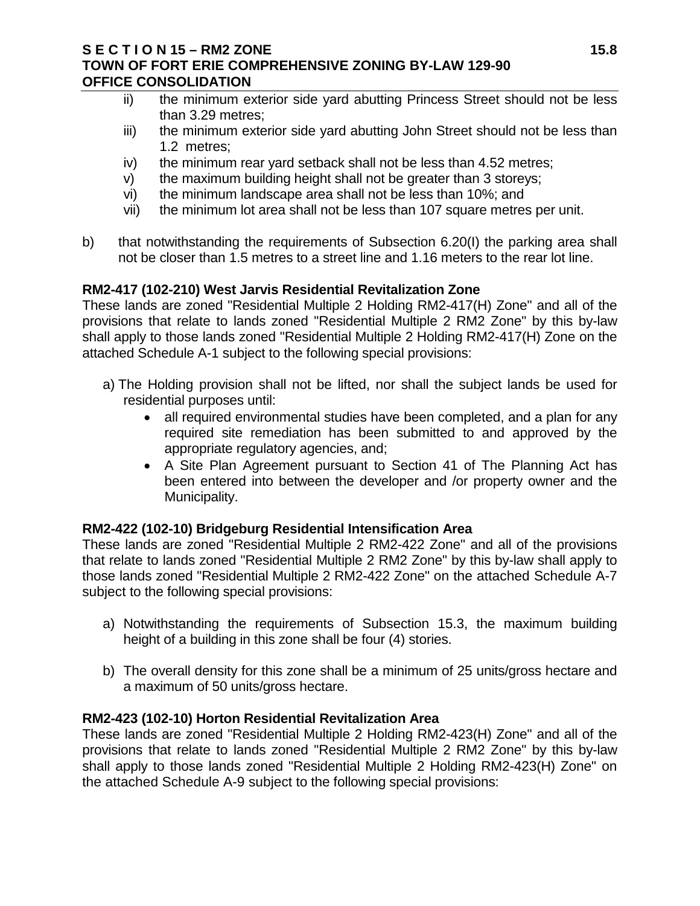ii) the minimum exterior side yard abutting Princess Street should not be less than 3.29 metres;

iii) the minimum exterior side yard abutting John Street should not be less than 1.2 metres;

iv) the minimum rear yard setback shall not be less than 4.52 metres;

v) the maximum building height shall not be greater than 3 storeys;

vi) the minimum landscape area shall not be less than 10%; and

vii) the minimum lot area shall not be less than 107 square metres per unit.

b) that notwithstanding the requirements of Subsection 6.20(l) the parking area shall not be closer than 1.5 metres to a street line and 1.16 meters to the rear lot line.

**RM2-417 (102-210) West Jarvis Residential Revitalization Zone**

These lands are zoned "Residential Multiple 2 Holding RM2-417(H) Zone" and all of the provisions that relate to lands zoned "Residential Multiple 2 RM2 Zone" by this by-law shall apply to those lands zoned "Residential Multiple 2 Holding RM2-417(H) Zone on the attached Schedule A-1 subject to the following special provisions:

a) The Holding provision shall not be lifted, nor shall the subject lands be used for residential purposes until:
   - all required environmental studies have been completed, and a plan for any required site remediation has been submitted to and approved by the appropriate regulatory agencies, and;
   - A Site Plan Agreement pursuant to Section 41 of The Planning Act has been entered into between the developer and /or property owner and the Municipality.

**RM2-422 (102-10) Bridgeburg Residential Intensification Area**

These lands are zoned "Residential Multiple 2 RM2-422 Zone" and all of the provisions that relate to lands zoned "Residential Multiple 2 RM2 Zone" by this by-law shall apply to those lands zoned "Residential Multiple 2 RM2-422 Zone" on the attached Schedule A-7 subject to the following special provisions:

a) Notwithstanding the requirements of Subsection 15.3, the maximum building height of a building in this zone shall be four (4) stories.

b) The overall density for this zone shall be a minimum of 25 units/gross hectare and a maximum of 50 units/gross hectare.

**RM2-423 (102-10) Horton Residential Revitalization Area**

These lands are zoned "Residential Multiple 2 Holding RM2-423(H) Zone" and all of the provisions that relate to lands zoned "Residential Multiple 2 RM2 Zone" by this by-law shall apply to those lands zoned "Residential Multiple 2 Holding RM2-423(H) Zone" on the attached Schedule A-9 subject to the following special provisions: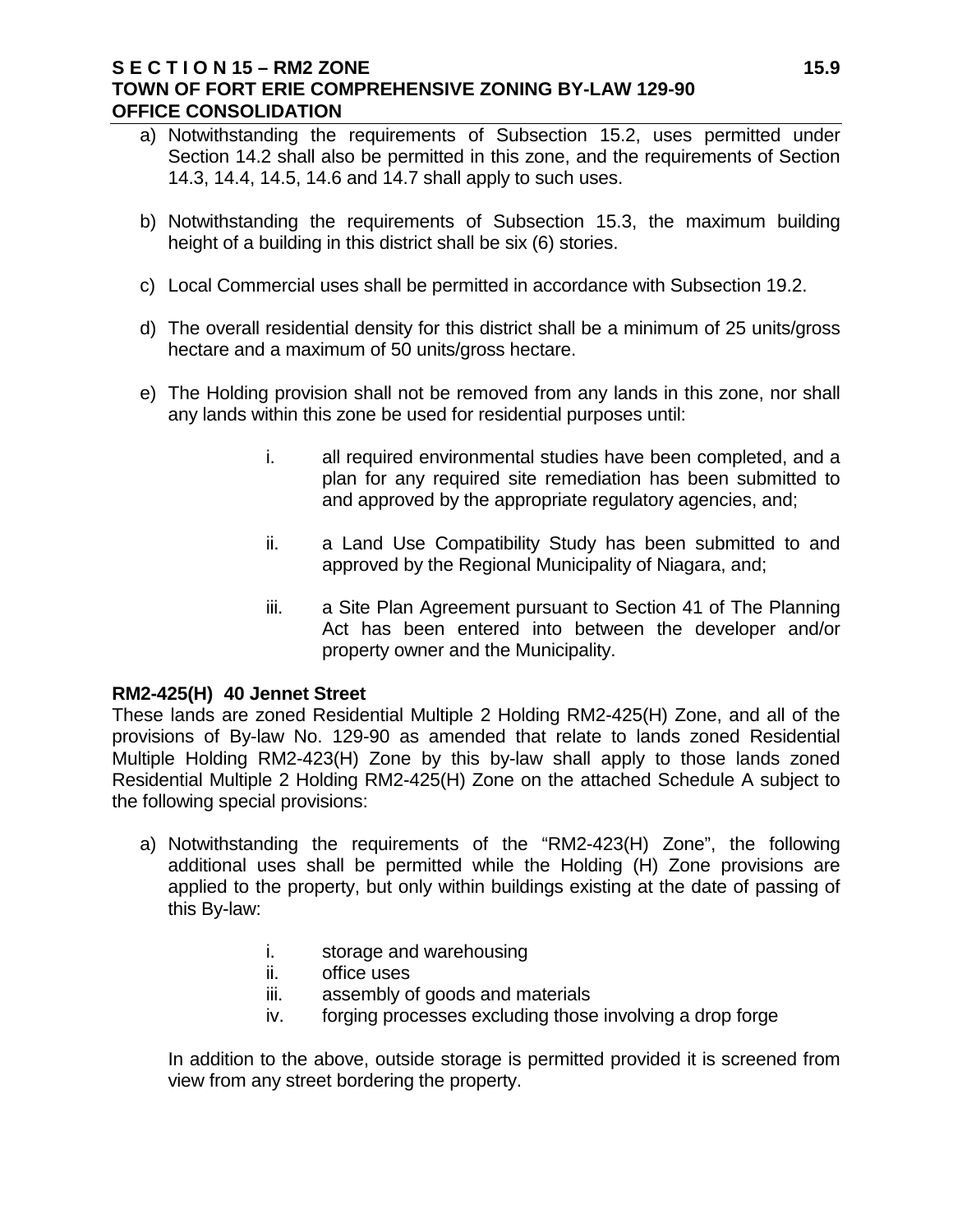a) Notwithstanding the requirements of Subsection 15.2, uses permitted under Section 14.2 shall also be permitted in this zone, and the requirements of Section 14.3, 14.4, 14.5, 14.6 and 14.7 shall apply to such uses.

b) Notwithstanding the requirements of Subsection 15.3, the maximum building height of a building in this district shall be six (6) stories.

c) Local Commercial uses shall be permitted in accordance with Subsection 19.2.

d) The overall residential density for this district shall be a minimum of 25 units/gross hectare and a maximum of 50 units/gross hectare.

e) The Holding provision shall not be removed from any lands in this zone, nor shall any lands within this zone be used for residential purposes until:

   i. all required environmental studies have been completed, and a plan for any required site remediation has been submitted to and approved by the appropriate regulatory agencies, and;

   ii. a Land Use Compatibility Study has been submitted to and approved by the Regional Municipality of Niagara, and;

   iii. a Site Plan Agreement pursuant to Section 41 of The Planning Act has been entered into between the developer and/or property owner and the Municipality.

**RM2-425(H) 40 Jennet Street**

These lands are zoned Residential Multiple 2 Holding RM2-425(H) Zone, and all of the provisions of By-law No. 129-90 as amended that relate to lands zoned Residential Multiple Holding RM2-423(H) Zone by this by-law shall apply to those lands zoned Residential Multiple 2 Holding RM2-425(H) Zone on the attached Schedule A subject to the following special provisions:

a) Notwithstanding the requirements of the "RM2-423(H) Zone", the following additional uses shall be permitted while the Holding (H) Zone provisions are applied to the property, but only within buildings existing at the date of passing of this By-law:

   i. storage and warehousing
   ii. office uses
   iii. assembly of goods and materials
   iv. forging processes excluding those involving a drop forge

   In addition to the above, outside storage is permitted provided it is screened from view from any street bordering the property.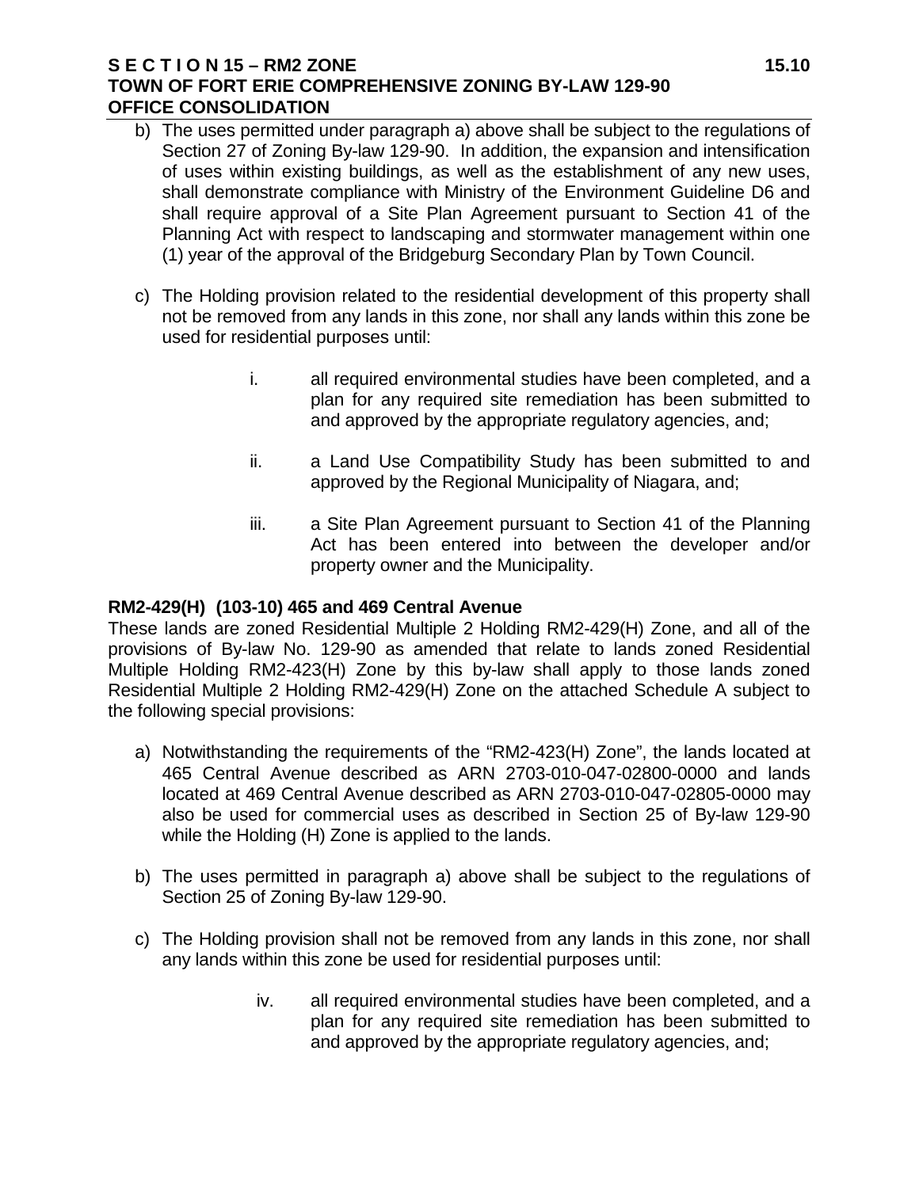b) The uses permitted under paragraph a) above shall be subject to the regulations of Section 27 of Zoning By-law 129-90. In addition, the expansion and intensification of uses within existing buildings, as well as the establishment of any new uses, shall demonstrate compliance with Ministry of the Environment Guideline D6 and shall require approval of a Site Plan Agreement pursuant to Section 41 of the Planning Act with respect to landscaping and stormwater management within one (1) year of the approval of the Bridgeburg Secondary Plan by Town Council.

c) The Holding provision related to the residential development of this property shall not be removed from any lands in this zone, nor shall any lands within this zone be used for residential purposes until:

    i. all required environmental studies have been completed, and a plan for any required site remediation has been submitted to and approved by the appropriate regulatory agencies, and;

    ii. a Land Use Compatibility Study has been submitted to and approved by the Regional Municipality of Niagara, and;

    iii. a Site Plan Agreement pursuant to Section 41 of the Planning Act has been entered into between the developer and/or property owner and the Municipality.

**RM2-429(H) (103-10) 465 and 469 Central Avenue**

These lands are zoned Residential Multiple 2 Holding RM2-429(H) Zone, and all of the provisions of By-law No. 129-90 as amended that relate to lands zoned Residential Multiple Holding RM2-423(H) Zone by this by-law shall apply to those lands zoned Residential Multiple 2 Holding RM2-429(H) Zone on the attached Schedule A subject to the following special provisions:

a) Notwithstanding the requirements of the “RM2-423(H) Zone”, the lands located at 465 Central Avenue described as ARN 2703-010-047-02800-0000 and lands located at 469 Central Avenue described as ARN 2703-010-047-02805-0000 may also be used for commercial uses as described in Section 25 of By-law 129-90 while the Holding (H) Zone is applied to the lands.

b) The uses permitted in paragraph a) above shall be subject to the regulations of Section 25 of Zoning By-law 129-90.

c) The Holding provision shall not be removed from any lands in this zone, nor shall any lands within this zone be used for residential purposes until:

    iv. all required environmental studies have been completed, and a plan for any required site remediation has been submitted to and approved by the appropriate regulatory agencies, and;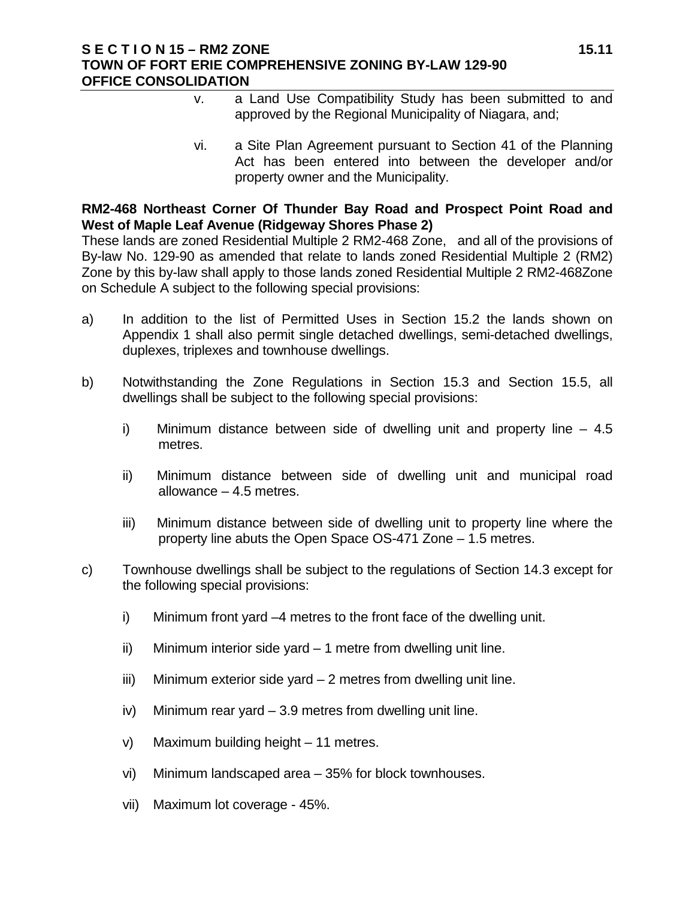v. a Land Use Compatibility Study has been submitted to and approved by the Regional Municipality of Niagara, and;

vi. a Site Plan Agreement pursuant to Section 41 of the Planning Act has been entered into between the developer and/or property owner and the Municipality.

**RM2-468 Northeast Corner Of Thunder Bay Road and Prospect Point Road and West of Maple Leaf Avenue (Ridgeway Shores Phase 2)**

These lands are zoned Residential Multiple 2 RM2-468 Zone, and all of the provisions of By-law No. 129-90 as amended that relate to lands zoned Residential Multiple 2 (RM2) Zone by this by-law shall apply to those lands zoned Residential Multiple 2 RM2-468Zone on Schedule A subject to the following special provisions:

a) In addition to the list of Permitted Uses in Section 15.2 the lands shown on Appendix 1 shall also permit single detached dwellings, semi-detached dwellings, duplexes, triplexes and townhouse dwellings.

b) Notwithstanding the Zone Regulations in Section 15.3 and Section 15.5, all dwellings shall be subject to the following special provisions:

   i) Minimum distance between side of dwelling unit and property line – 4.5 metres.

   ii) Minimum distance between side of dwelling unit and municipal road allowance – 4.5 metres.

   iii) Minimum distance between side of dwelling unit to property line where the property line abuts the Open Space OS-471 Zone – 1.5 metres.

c) Townhouse dwellings shall be subject to the regulations of Section 14.3 except for the following special provisions:

   i) Minimum front yard –4 metres to the front face of the dwelling unit.

   ii) Minimum interior side yard – 1 metre from dwelling unit line.

   iii) Minimum exterior side yard – 2 metres from dwelling unit line.

   iv) Minimum rear yard – 3.9 metres from dwelling unit line.

   v) Maximum building height – 11 metres.

   vi) Minimum landscaped area – 35% for block townhouses.

   vii) Maximum lot coverage - 45%.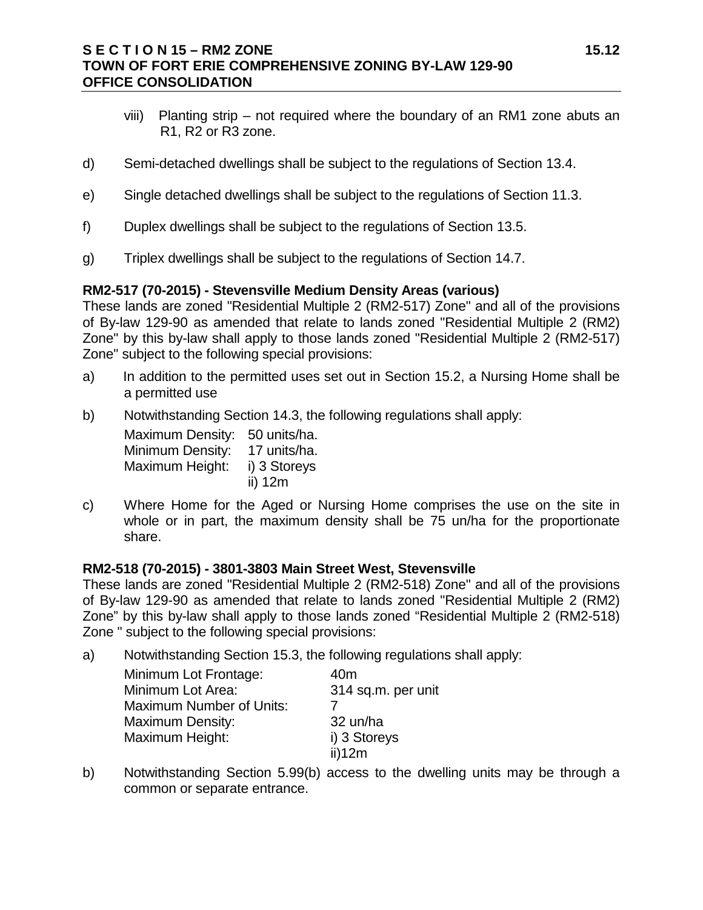viii) Planting strip – not required where the boundary of an RM1 zone abuts an R1, R2 or R3 zone.

d) Semi-detached dwellings shall be subject to the regulations of Section 13.4.

e) Single detached dwellings shall be subject to the regulations of Section 11.3.

f) Duplex dwellings shall be subject to the regulations of Section 13.5.

g) Triplex dwellings shall be subject to the regulations of Section 14.7.

**RM2-517 (70-2015) - Stevensville Medium Density Areas (various)**

These lands are zoned "Residential Multiple 2 (RM2-517) Zone" and all of the provisions of By-law 129-90 as amended that relate to lands zoned "Residential Multiple 2 (RM2) Zone" by this by-law shall apply to those lands zoned "Residential Multiple 2 (RM2-517) Zone" subject to the following special provisions:

a) In addition to the permitted uses set out in Section 15.2, a Nursing Home shall be a permitted use

b) Notwithstanding Section 14.3, the following regulations shall apply:

| | |
|---|---|
| Maximum Density: | 50 units/ha. |
| Minimum Density: | 17 units/ha. |
| Maximum Height: | i) 3 Storeys |
| | ii) 12m |

c) Where Home for the Aged or Nursing Home comprises the use on the site in whole or in part, the maximum density shall be 75 un/ha for the proportionate share.

**RM2-518 (70-2015) - 3801-3803 Main Street West, Stevensville**

These lands are zoned "Residential Multiple 2 (RM2-518) Zone" and all of the provisions of By-law 129-90 as amended that relate to lands zoned "Residential Multiple 2 (RM2) Zone" by this by-law shall apply to those lands zoned "Residential Multiple 2 (RM2-518) Zone " subject to the following special provisions:

a) Notwithstanding Section 15.3, the following regulations shall apply:

| | |
|---|---|
| Minimum Lot Frontage: | 40m |
| Minimum Lot Area: | 314 sq.m. per unit |
| Maximum Number of Units: | 7 |
| Maximum Density: | 32 un/ha |
| Maximum Height: | i) 3 Storeys |
| | ii)12m |

b) Notwithstanding Section 5.99(b) access to the dwelling units may be through a common or separate entrance.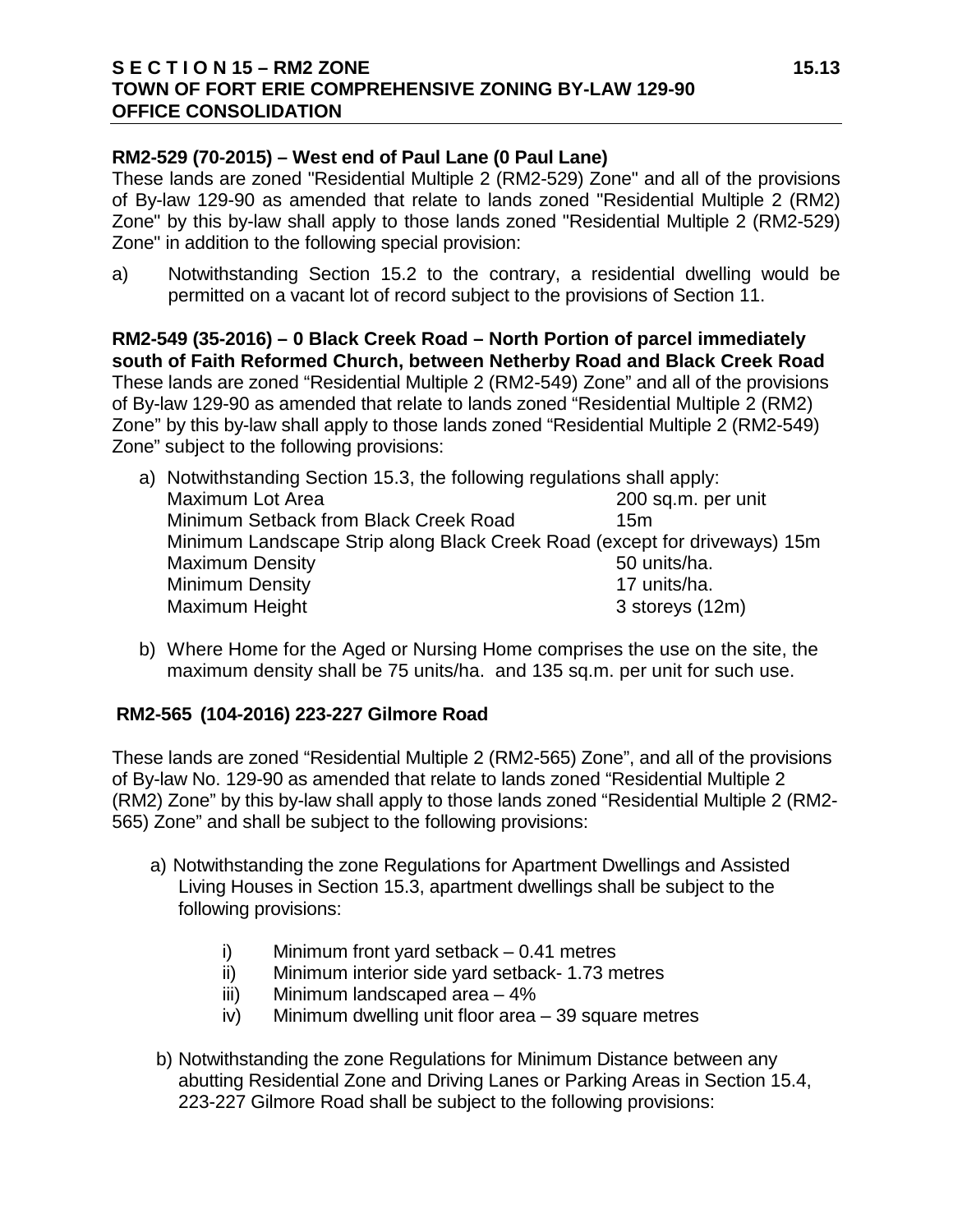**RM2-529 (70-2015) – West end of Paul Lane (0 Paul Lane)**

These lands are zoned "Residential Multiple 2 (RM2-529) Zone" and all of the provisions of By-law 129-90 as amended that relate to lands zoned "Residential Multiple 2 (RM2) Zone" by this by-law shall apply to those lands zoned "Residential Multiple 2 (RM2-529) Zone" in addition to the following special provision:

a) Notwithstanding Section 15.2 to the contrary, a residential dwelling would be permitted on a vacant lot of record subject to the provisions of Section 11.

**RM2-549 (35-2016) – 0 Black Creek Road – North Portion of parcel immediately south of Faith Reformed Church, between Netherby Road and Black Creek Road**

These lands are zoned "Residential Multiple 2 (RM2-549) Zone" and all of the provisions of By-law 129-90 as amended that relate to lands zoned "Residential Multiple 2 (RM2) Zone" by this by-law shall apply to those lands zoned "Residential Multiple 2 (RM2-549) Zone" subject to the following provisions:

a) Notwithstanding Section 15.3, the following regulations shall apply:

| | |
|---|---|
| Maximum Lot Area | 200 sq.m. per unit |
| Minimum Setback from Black Creek Road | 15m |
| Minimum Landscape Strip along Black Creek Road (except for driveways) | 15m |
| Maximum Density | 50 units/ha. |
| Minimum Density | 17 units/ha. |
| Maximum Height | 3 storeys (12m) |

b) Where Home for the Aged or Nursing Home comprises the use on the site, the maximum density shall be 75 units/ha. and 135 sq.m. per unit for such use.

**RM2-565 (104-2016) 223-227 Gilmore Road**

These lands are zoned "Residential Multiple 2 (RM2-565) Zone", and all of the provisions of By-law No. 129-90 as amended that relate to lands zoned "Residential Multiple 2 (RM2) Zone" by this by-law shall apply to those lands zoned "Residential Multiple 2 (RM2-565) Zone" and shall be subject to the following provisions:

a) Notwithstanding the zone Regulations for Apartment Dwellings and Assisted Living Houses in Section 15.3, apartment dwellings shall be subject to the following provisions:

   i) Minimum front yard setback – 0.41 metres
   ii) Minimum interior side yard setback- 1.73 metres
   iii) Minimum landscaped area – 4%
   iv) Minimum dwelling unit floor area – 39 square metres

b) Notwithstanding the zone Regulations for Minimum Distance between any abutting Residential Zone and Driving Lanes or Parking Areas in Section 15.4, 223-227 Gilmore Road shall be subject to the following provisions: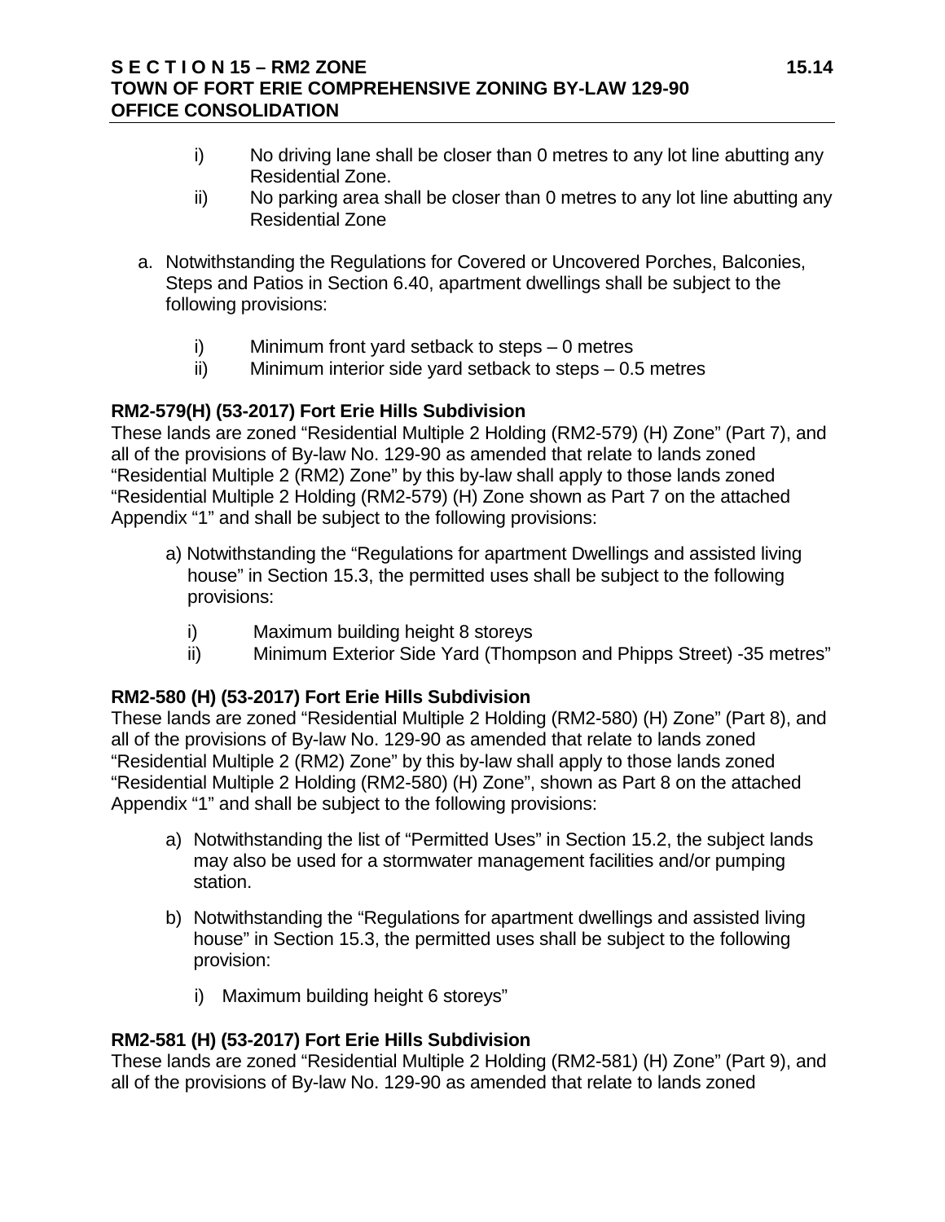i) No driving lane shall be closer than 0 metres to any lot line abutting any Residential Zone.
ii) No parking area shall be closer than 0 metres to any lot line abutting any Residential Zone

a. Notwithstanding the Regulations for Covered or Uncovered Porches, Balconies, Steps and Patios in Section 6.40, apartment dwellings shall be subject to the following provisions:

   i) Minimum front yard setback to steps – 0 metres
   ii) Minimum interior side yard setback to steps – 0.5 metres

**RM2-579(H) (53-2017) Fort Erie Hills Subdivision**
These lands are zoned "Residential Multiple 2 Holding (RM2-579) (H) Zone" (Part 7), and all of the provisions of By-law No. 129-90 as amended that relate to lands zoned "Residential Multiple 2 (RM2) Zone" by this by-law shall apply to those lands zoned "Residential Multiple 2 Holding (RM2-579) (H) Zone shown as Part 7 on the attached Appendix "1" and shall be subject to the following provisions:

a) Notwithstanding the "Regulations for apartment Dwellings and assisted living house" in Section 15.3, the permitted uses shall be subject to the following provisions:

   i) Maximum building height 8 storeys
   ii) Minimum Exterior Side Yard (Thompson and Phipps Street) -35 metres"

**RM2-580 (H) (53-2017) Fort Erie Hills Subdivision**
These lands are zoned "Residential Multiple 2 Holding (RM2-580) (H) Zone" (Part 8), and all of the provisions of By-law No. 129-90 as amended that relate to lands zoned "Residential Multiple 2 (RM2) Zone" by this by-law shall apply to those lands zoned "Residential Multiple 2 Holding (RM2-580) (H) Zone", shown as Part 8 on the attached Appendix "1" and shall be subject to the following provisions:

a) Notwithstanding the list of "Permitted Uses" in Section 15.2, the subject lands may also be used for a stormwater management facilities and/or pumping station.

b) Notwithstanding the "Regulations for apartment dwellings and assisted living house" in Section 15.3, the permitted uses shall be subject to the following provision:

   i) Maximum building height 6 storeys"

**RM2-581 (H) (53-2017) Fort Erie Hills Subdivision**
These lands are zoned "Residential Multiple 2 Holding (RM2-581) (H) Zone" (Part 9), and all of the provisions of By-law No. 129-90 as amended that relate to lands zoned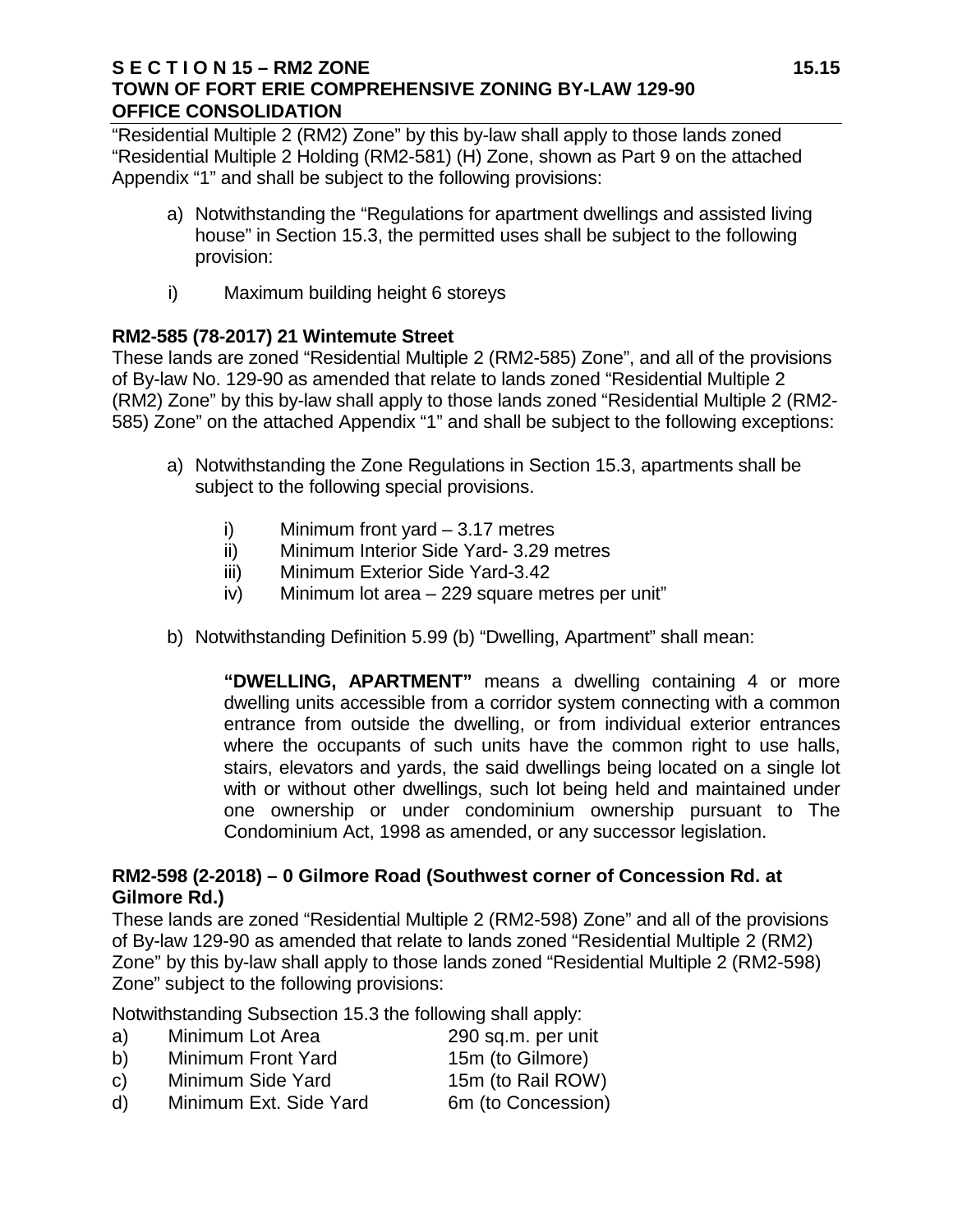"Residential Multiple 2 (RM2) Zone" by this by-law shall apply to those lands zoned "Residential Multiple 2 Holding (RM2-581) (H) Zone, shown as Part 9 on the attached Appendix "1" and shall be subject to the following provisions:

a) Notwithstanding the "Regulations for apartment dwellings and assisted living house" in Section 15.3, the permitted uses shall be subject to the following provision:

i) Maximum building height 6 storeys

**RM2-585 (78-2017) 21 Wintemute Street**

These lands are zoned "Residential Multiple 2 (RM2-585) Zone", and all of the provisions of By-law No. 129-90 as amended that relate to lands zoned "Residential Multiple 2 (RM2) Zone" by this by-law shall apply to those lands zoned "Residential Multiple 2 (RM2-585) Zone" on the attached Appendix "1" and shall be subject to the following exceptions:

a) Notwithstanding the Zone Regulations in Section 15.3, apartments shall be subject to the following special provisions.

   i) Minimum front yard – 3.17 metres
   ii) Minimum Interior Side Yard- 3.29 metres
   iii) Minimum Exterior Side Yard-3.42
   iv) Minimum lot area – 229 square metres per unit"

b) Notwithstanding Definition 5.99 (b) "Dwelling, Apartment" shall mean:

   **"DWELLING, APARTMENT"** means a dwelling containing 4 or more dwelling units accessible from a corridor system connecting with a common entrance from outside the dwelling, or from individual exterior entrances where the occupants of such units have the common right to use halls, stairs, elevators and yards, the said dwellings being located on a single lot with or without other dwellings, such lot being held and maintained under one ownership or under condominium ownership pursuant to The Condominium Act, 1998 as amended, or any successor legislation.

**RM2-598 (2-2018) – 0 Gilmore Road (Southwest corner of Concession Rd. at Gilmore Rd.)**

These lands are zoned "Residential Multiple 2 (RM2-598) Zone" and all of the provisions of By-law 129-90 as amended that relate to lands zoned "Residential Multiple 2 (RM2) Zone" by this by-law shall apply to those lands zoned "Residential Multiple 2 (RM2-598) Zone" subject to the following provisions:

Notwithstanding Subsection 15.3 the following shall apply:

a) Minimum Lot Area 290 sq.m. per unit
b) Minimum Front Yard 15m (to Gilmore)
c) Minimum Side Yard 15m (to Rail ROW)
d) Minimum Ext. Side Yard 6m (to Concession)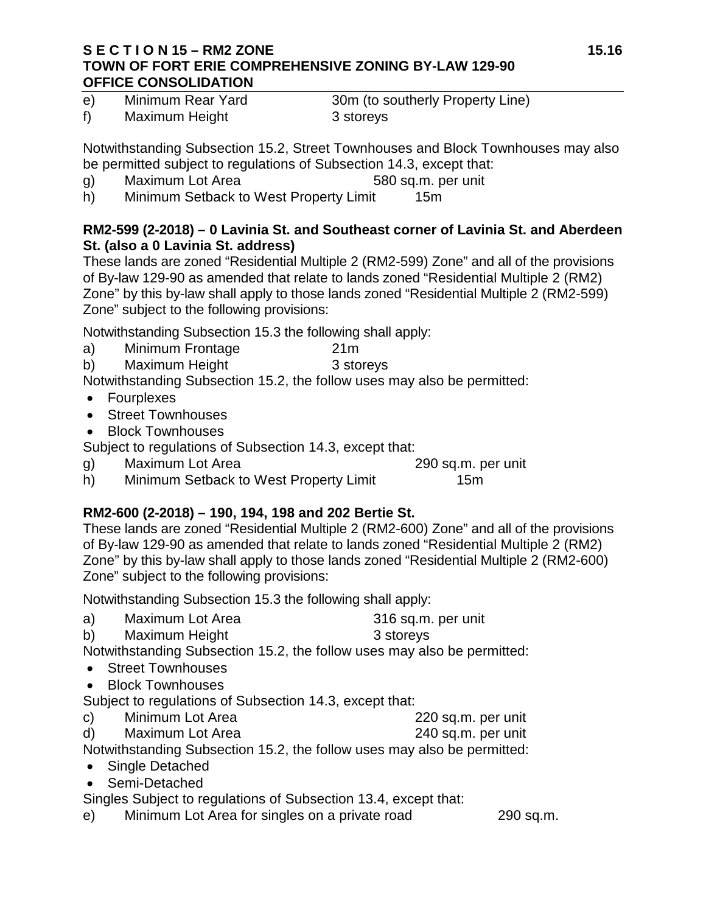e) Minimum Rear Yard 30m (to southerly Property Line)
f) Maximum Height 3 storeys

Notwithstanding Subsection 15.2, Street Townhouses and Block Townhouses may also be permitted subject to regulations of Subsection 14.3, except that:

g) Maximum Lot Area 580 sq.m. per unit
h) Minimum Setback to West Property Limit 15m

**RM2-599 (2-2018) – 0 Lavinia St. and Southeast corner of Lavinia St. and Aberdeen St. (also a 0 Lavinia St. address)**

These lands are zoned "Residential Multiple 2 (RM2-599) Zone" and all of the provisions of By-law 129-90 as amended that relate to lands zoned "Residential Multiple 2 (RM2) Zone" by this by-law shall apply to those lands zoned "Residential Multiple 2 (RM2-599) Zone" subject to the following provisions:

Notwithstanding Subsection 15.3 the following shall apply:

a) Minimum Frontage 21m
b) Maximum Height 3 storeys

Notwithstanding Subsection 15.2, the follow uses may also be permitted:

- Fourplexes
- Street Townhouses
- Block Townhouses

Subject to regulations of Subsection 14.3, except that:

g) Maximum Lot Area 290 sq.m. per unit
h) Minimum Setback to West Property Limit 15m

**RM2-600 (2-2018) – 190, 194, 198 and 202 Bertie St.**

These lands are zoned "Residential Multiple 2 (RM2-600) Zone" and all of the provisions of By-law 129-90 as amended that relate to lands zoned "Residential Multiple 2 (RM2) Zone" by this by-law shall apply to those lands zoned "Residential Multiple 2 (RM2-600) Zone" subject to the following provisions:

Notwithstanding Subsection 15.3 the following shall apply:

a) Maximum Lot Area 316 sq.m. per unit
b) Maximum Height 3 storeys

Notwithstanding Subsection 15.2, the follow uses may also be permitted:

- Street Townhouses
- Block Townhouses

Subject to regulations of Subsection 14.3, except that:

c) Minimum Lot Area 220 sq.m. per unit
d) Maximum Lot Area 240 sq.m. per unit

Notwithstanding Subsection 15.2, the follow uses may also be permitted:

- Single Detached
- Semi-Detached

Singles Subject to regulations of Subsection 13.4, except that:

e) Minimum Lot Area for singles on a private road 290 sq.m.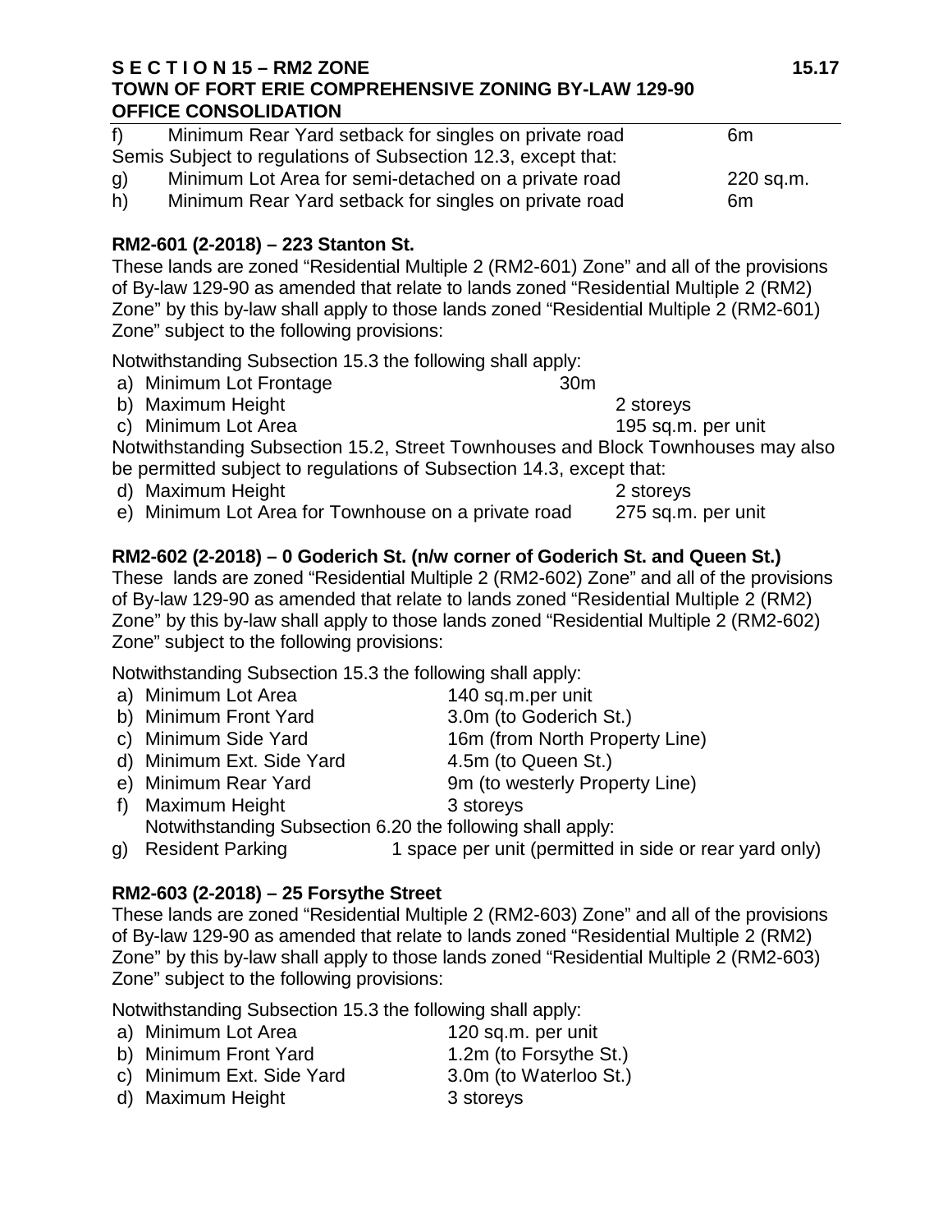f) Minimum Rear Yard setback for singles on private road 6m

Semis Subject to regulations of Subsection 12.3, except that:

g) Minimum Lot Area for semi-detached on a private road 220 sq.m.

h) Minimum Rear Yard setback for singles on private road 6m

**RM2-601 (2-2018) – 223 Stanton St.**

These lands are zoned "Residential Multiple 2 (RM2-601) Zone" and all of the provisions of By-law 129-90 as amended that relate to lands zoned "Residential Multiple 2 (RM2) Zone" by this by-law shall apply to those lands zoned "Residential Multiple 2 (RM2-601) Zone" subject to the following provisions:

Notwithstanding Subsection 15.3 the following shall apply:

a) Minimum Lot Frontage 30m

b) Maximum Height 2 storeys

c) Minimum Lot Area 195 sq.m. per unit

Notwithstanding Subsection 15.2, Street Townhouses and Block Townhouses may also be permitted subject to regulations of Subsection 14.3, except that:

d) Maximum Height 2 storeys

e) Minimum Lot Area for Townhouse on a private road 275 sq.m. per unit

**RM2-602 (2-2018) – 0 Goderich St. (n/w corner of Goderich St. and Queen St.)**

These lands are zoned "Residential Multiple 2 (RM2-602) Zone" and all of the provisions of By-law 129-90 as amended that relate to lands zoned "Residential Multiple 2 (RM2) Zone" by this by-law shall apply to those lands zoned "Residential Multiple 2 (RM2-602) Zone" subject to the following provisions:

Notwithstanding Subsection 15.3 the following shall apply:

a) Minimum Lot Area 140 sq.m.per unit

b) Minimum Front Yard 3.0m (to Goderich St.)

c) Minimum Side Yard 16m (from North Property Line)

d) Minimum Ext. Side Yard 4.5m (to Queen St.)

e) Minimum Rear Yard 9m (to westerly Property Line)

f) Maximum Height 3 storeys

Notwithstanding Subsection 6.20 the following shall apply:

g) Resident Parking 1 space per unit (permitted in side or rear yard only)

**RM2-603 (2-2018) – 25 Forsythe Street**

These lands are zoned "Residential Multiple 2 (RM2-603) Zone" and all of the provisions of By-law 129-90 as amended that relate to lands zoned "Residential Multiple 2 (RM2) Zone" by this by-law shall apply to those lands zoned "Residential Multiple 2 (RM2-603) Zone" subject to the following provisions:

Notwithstanding Subsection 15.3 the following shall apply:

a) Minimum Lot Area 120 sq.m. per unit

b) Minimum Front Yard 1.2m (to Forsythe St.)

c) Minimum Ext. Side Yard 3.0m (to Waterloo St.)

d) Maximum Height 3 storeys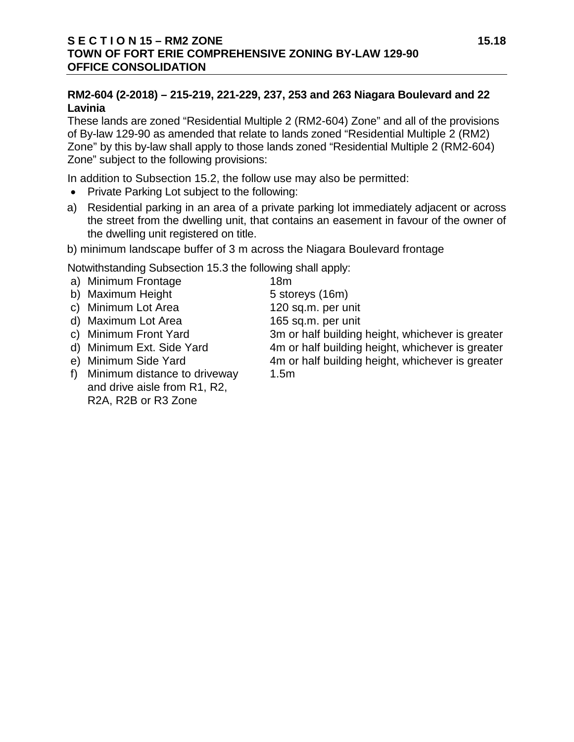**RM2-604 (2-2018) – 215-219, 221-229, 237, 253 and 263 Niagara Boulevard and 22 Lavinia**

These lands are zoned "Residential Multiple 2 (RM2-604) Zone" and all of the provisions of By-law 129-90 as amended that relate to lands zoned "Residential Multiple 2 (RM2) Zone" by this by-law shall apply to those lands zoned "Residential Multiple 2 (RM2-604) Zone" subject to the following provisions:

In addition to Subsection 15.2, the follow use may also be permitted:

- Private Parking Lot subject to the following:

a) Residential parking in an area of a private parking lot immediately adjacent or across the street from the dwelling unit, that contains an easement in favour of the owner of the dwelling unit registered on title.

b) minimum landscape buffer of 3 m across the Niagara Boulevard frontage

Notwithstanding Subsection 15.3 the following shall apply:

| | |
|---|---|
| a) Minimum Frontage | 18m |
| b) Maximum Height | 5 storeys (16m) |
| c) Minimum Lot Area | 120 sq.m. per unit |
| d) Maximum Lot Area | 165 sq.m. per unit |
| c) Minimum Front Yard | 3m or half building height, whichever is greater |
| d) Minimum Ext. Side Yard | 4m or half building height, whichever is greater |
| e) Minimum Side Yard | 4m or half building height, whichever is greater |
| f) Minimum distance to driveway and drive aisle from R1, R2, R2A, R2B or R3 Zone | 1.5m |